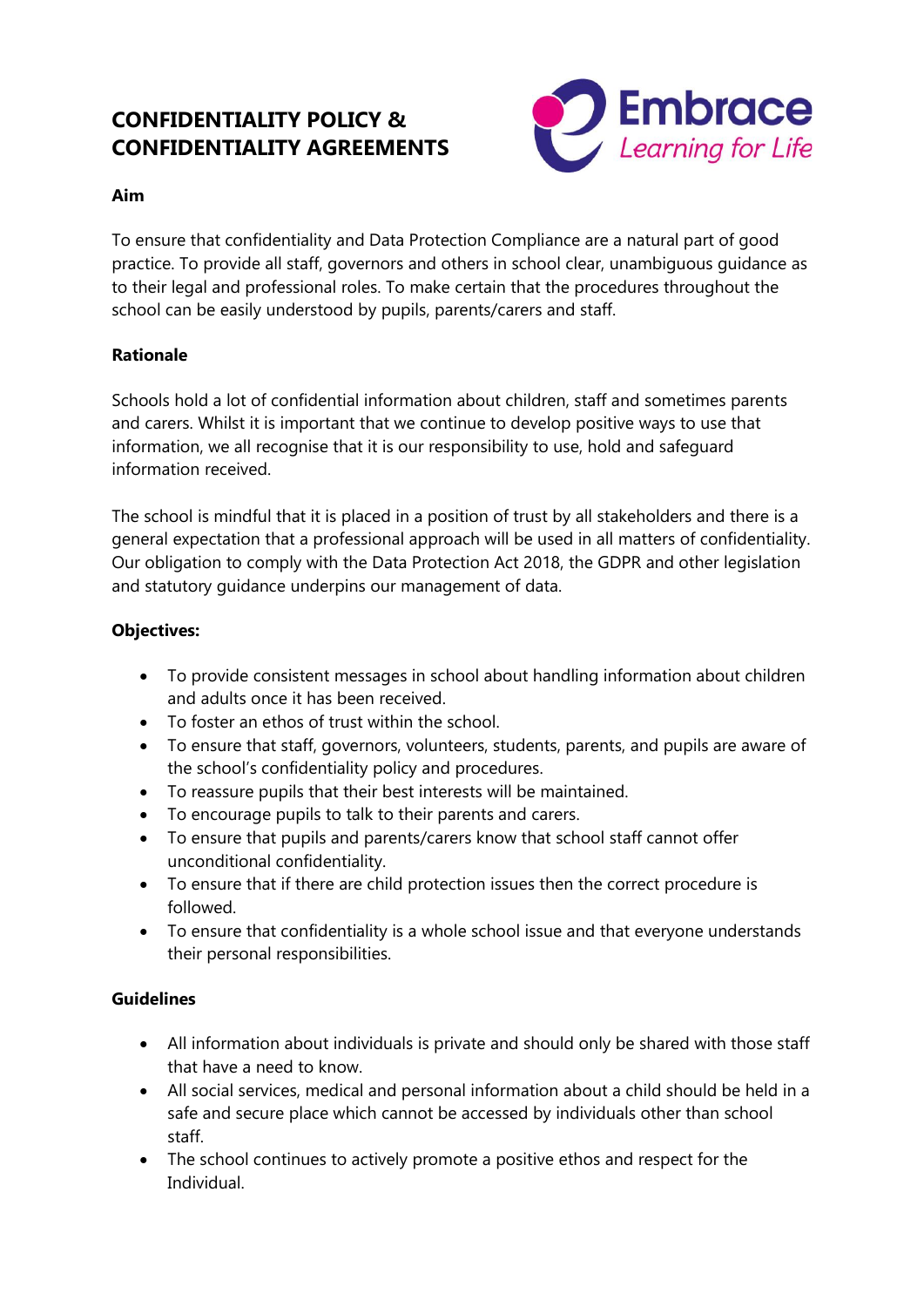# CONFIDENTIALITY POLICY & CONFIDENTIALITY AGREEMENTS

Embrace
Learning for Life

**Aim**

To ensure that confidentiality and Data Protection Compliance are a natural part of good practice. To provide all staff, governors and others in school clear, unambiguous guidance as to their legal and professional roles. To make certain that the procedures throughout the school can be easily understood by pupils, parents/carers and staff.

**Rationale**

Schools hold a lot of confidential information about children, staff and sometimes parents and carers. Whilst it is important that we continue to develop positive ways to use that information, we all recognise that it is our responsibility to use, hold and safeguard information received.

The school is mindful that it is placed in a position of trust by all stakeholders and there is a general expectation that a professional approach will be used in all matters of confidentiality. Our obligation to comply with the Data Protection Act 2018, the GDPR and other legislation and statutory guidance underpins our management of data.

**Objectives:**

- To provide consistent messages in school about handling information about children and adults once it has been received.
- To foster an ethos of trust within the school.
- To ensure that staff, governors, volunteers, students, parents, and pupils are aware of the school's confidentiality policy and procedures.
- To reassure pupils that their best interests will be maintained.
- To encourage pupils to talk to their parents and carers.
- To ensure that pupils and parents/carers know that school staff cannot offer unconditional confidentiality.
- To ensure that if there are child protection issues then the correct procedure is followed.
- To ensure that confidentiality is a whole school issue and that everyone understands their personal responsibilities.

**Guidelines**

- All information about individuals is private and should only be shared with those staff that have a need to know.
- All social services, medical and personal information about a child should be held in a safe and secure place which cannot be accessed by individuals other than school staff.
- The school continues to actively promote a positive ethos and respect for the Individual.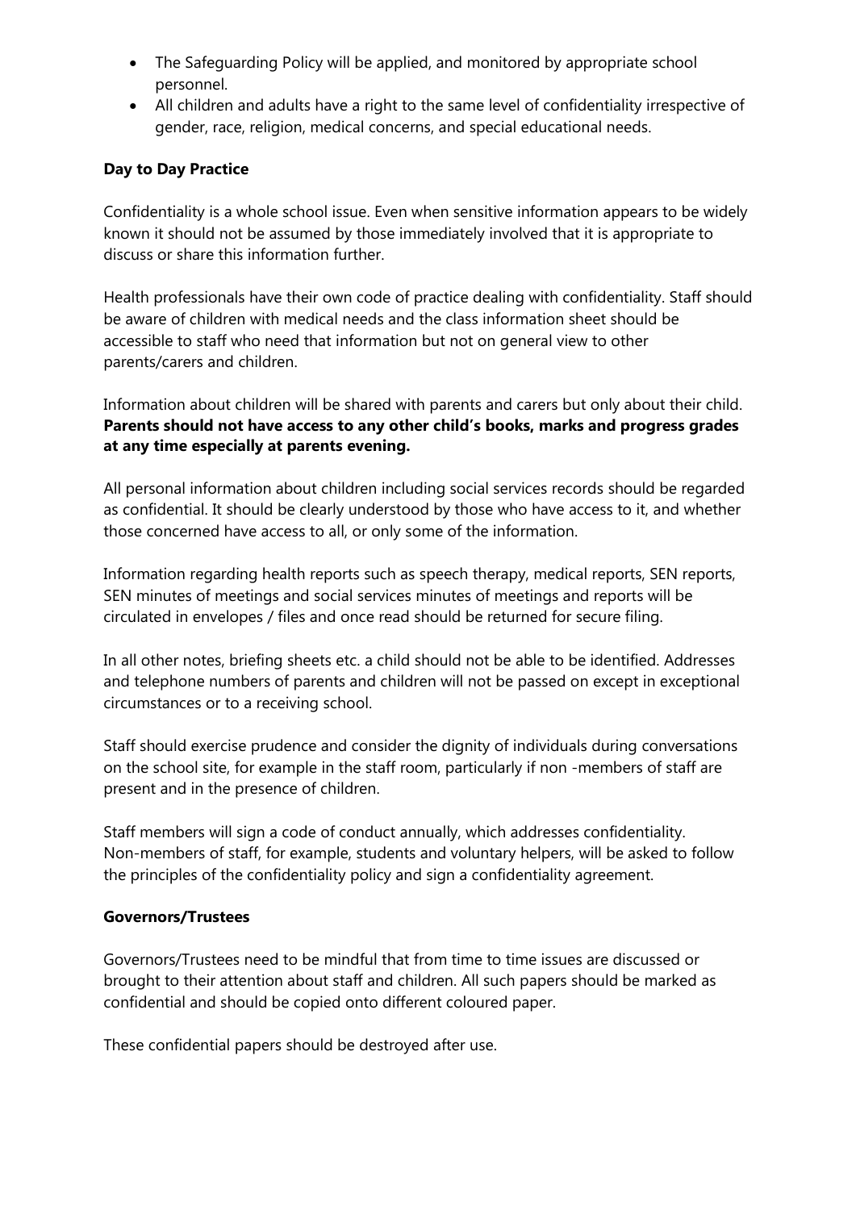- The Safeguarding Policy will be applied, and monitored by appropriate school personnel.
- All children and adults have a right to the same level of confidentiality irrespective of gender, race, religion, medical concerns, and special educational needs.

**Day to Day Practice**

Confidentiality is a whole school issue. Even when sensitive information appears to be widely known it should not be assumed by those immediately involved that it is appropriate to discuss or share this information further.

Health professionals have their own code of practice dealing with confidentiality. Staff should be aware of children with medical needs and the class information sheet should be accessible to staff who need that information but not on general view to other parents/carers and children.

Information about children will be shared with parents and carers but only about their child. **Parents should not have access to any other child's books, marks and progress grades at any time especially at parents evening.**

All personal information about children including social services records should be regarded as confidential. It should be clearly understood by those who have access to it, and whether those concerned have access to all, or only some of the information.

Information regarding health reports such as speech therapy, medical reports, SEN reports, SEN minutes of meetings and social services minutes of meetings and reports will be circulated in envelopes / files and once read should be returned for secure filing.

In all other notes, briefing sheets etc. a child should not be able to be identified. Addresses and telephone numbers of parents and children will not be passed on except in exceptional circumstances or to a receiving school.

Staff should exercise prudence and consider the dignity of individuals during conversations on the school site, for example in the staff room, particularly if non -members of staff are present and in the presence of children.

Staff members will sign a code of conduct annually, which addresses confidentiality. Non-members of staff, for example, students and voluntary helpers, will be asked to follow the principles of the confidentiality policy and sign a confidentiality agreement.

**Governors/Trustees**

Governors/Trustees need to be mindful that from time to time issues are discussed or brought to their attention about staff and children. All such papers should be marked as confidential and should be copied onto different coloured paper.

These confidential papers should be destroyed after use.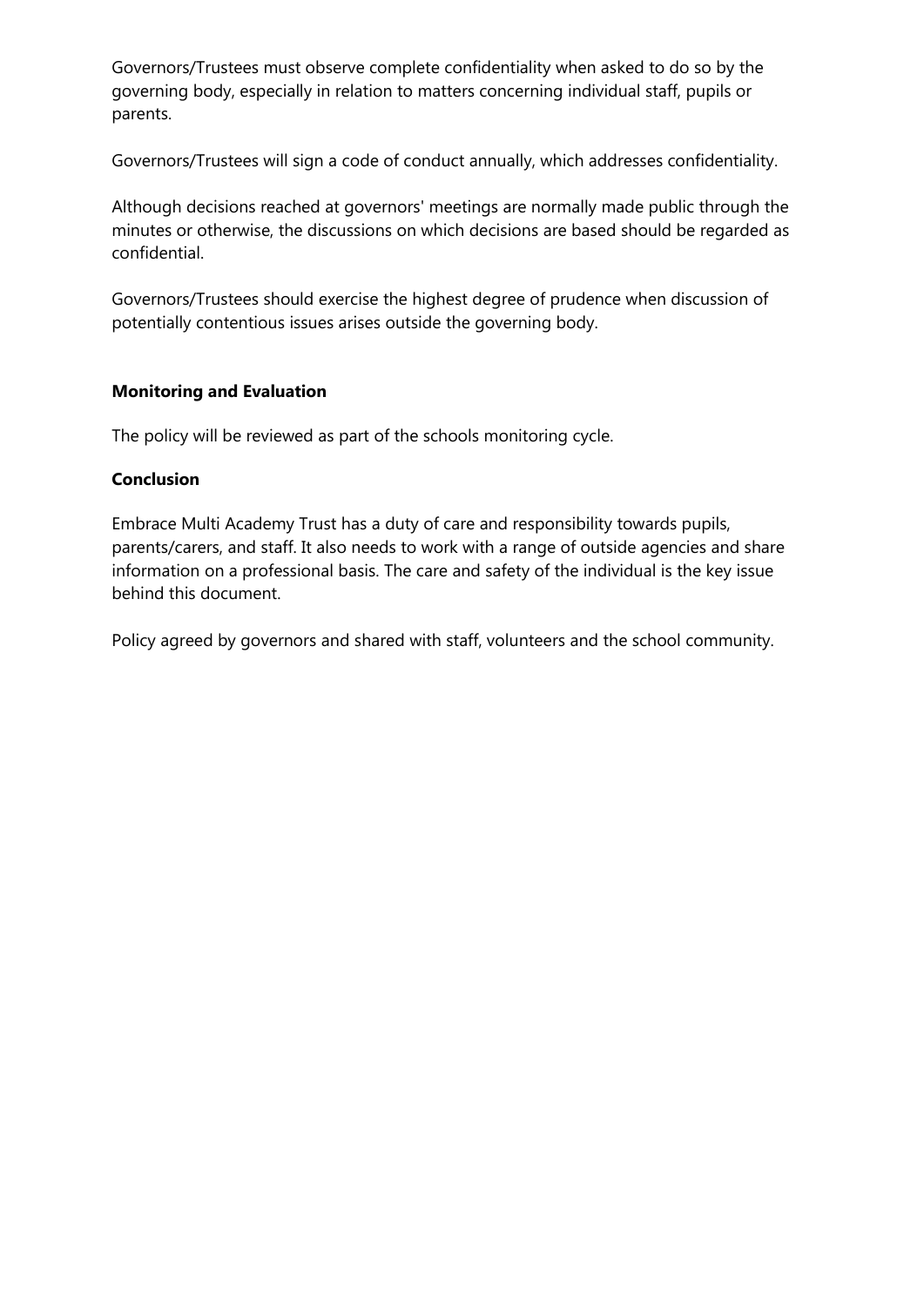Governors/Trustees must observe complete confidentiality when asked to do so by the governing body, especially in relation to matters concerning individual staff, pupils or parents.

Governors/Trustees will sign a code of conduct annually, which addresses confidentiality.

Although decisions reached at governors' meetings are normally made public through the minutes or otherwise, the discussions on which decisions are based should be regarded as confidential.

Governors/Trustees should exercise the highest degree of prudence when discussion of potentially contentious issues arises outside the governing body.

**Monitoring and Evaluation**

The policy will be reviewed as part of the schools monitoring cycle.

**Conclusion**

Embrace Multi Academy Trust has a duty of care and responsibility towards pupils, parents/carers, and staff. It also needs to work with a range of outside agencies and share information on a professional basis. The care and safety of the individual is the key issue behind this document.

Policy agreed by governors and shared with staff, volunteers and the school community.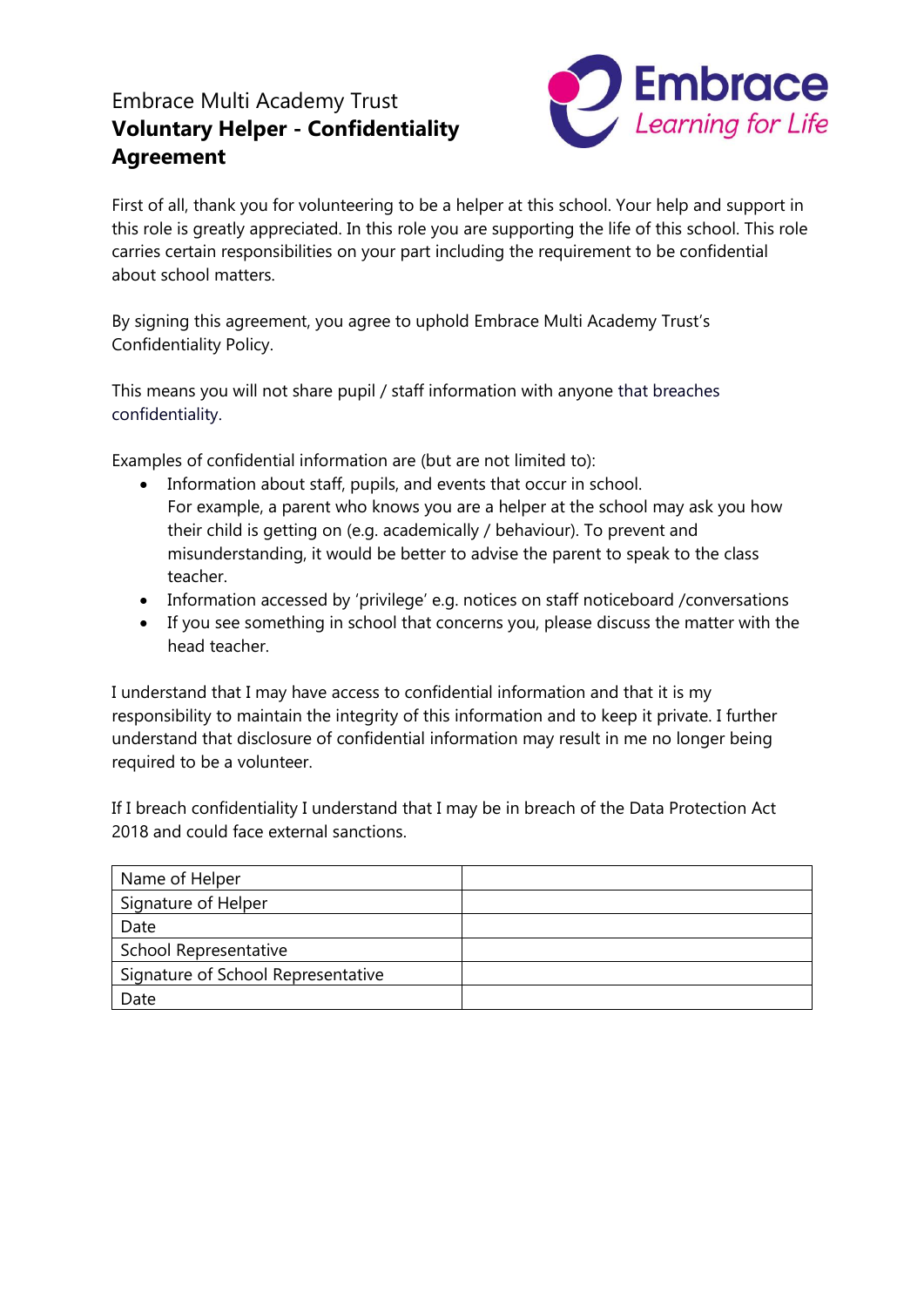Embrace Multi Academy Trust

# Voluntary Helper - Confidentiality Agreement

First of all, thank you for volunteering to be a helper at this school. Your help and support in this role is greatly appreciated. In this role you are supporting the life of this school. This role carries certain responsibilities on your part including the requirement to be confidential about school matters.

By signing this agreement, you agree to uphold Embrace Multi Academy Trust's Confidentiality Policy.

This means you will not share pupil / staff information with anyone that breaches confidentiality.

Examples of confidential information are (but are not limited to):

- Information about staff, pupils, and events that occur in school.
  For example, a parent who knows you are a helper at the school may ask you how their child is getting on (e.g. academically / behaviour). To prevent and misunderstanding, it would be better to advise the parent to speak to the class teacher.
- Information accessed by 'privilege' e.g. notices on staff noticeboard /conversations
- If you see something in school that concerns you, please discuss the matter with the head teacher.

I understand that I may have access to confidential information and that it is my responsibility to maintain the integrity of this information and to keep it private. I further understand that disclosure of confidential information may result in me no longer being required to be a volunteer.

If I breach confidentiality I understand that I may be in breach of the Data Protection Act 2018 and could face external sanctions.

| | |
|---|---|
| Name of Helper | |
| Signature of Helper | |
| Date | |
| School Representative | |
| Signature of School Representative | |
| Date | |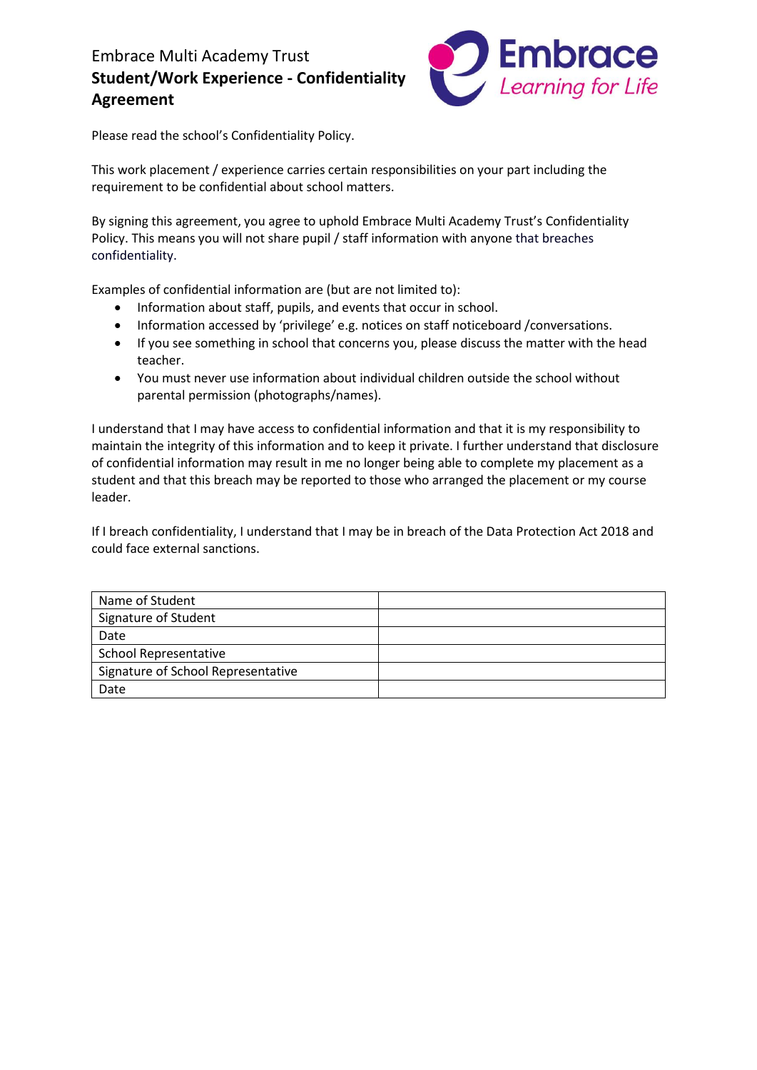Embrace Multi Academy Trust

**Student/Work Experience - Confidentiality Agreement**

Embrace Learning for Life

Please read the school's Confidentiality Policy.

This work placement / experience carries certain responsibilities on your part including the requirement to be confidential about school matters.

By signing this agreement, you agree to uphold Embrace Multi Academy Trust's Confidentiality Policy. This means you will not share pupil / staff information with anyone that breaches confidentiality.

Examples of confidential information are (but are not limited to):

- Information about staff, pupils, and events that occur in school.
- Information accessed by 'privilege' e.g. notices on staff noticeboard /conversations.
- If you see something in school that concerns you, please discuss the matter with the head teacher.
- You must never use information about individual children outside the school without parental permission (photographs/names).

I understand that I may have access to confidential information and that it is my responsibility to maintain the integrity of this information and to keep it private. I further understand that disclosure of confidential information may result in me no longer being able to complete my placement as a student and that this breach may be reported to those who arranged the placement or my course leader.

If I breach confidentiality, I understand that I may be in breach of the Data Protection Act 2018 and could face external sanctions.

| | |
|---|---|
| Name of Student | |
| Signature of Student | |
| Date | |
| School Representative | |
| Signature of School Representative | |
| Date | |